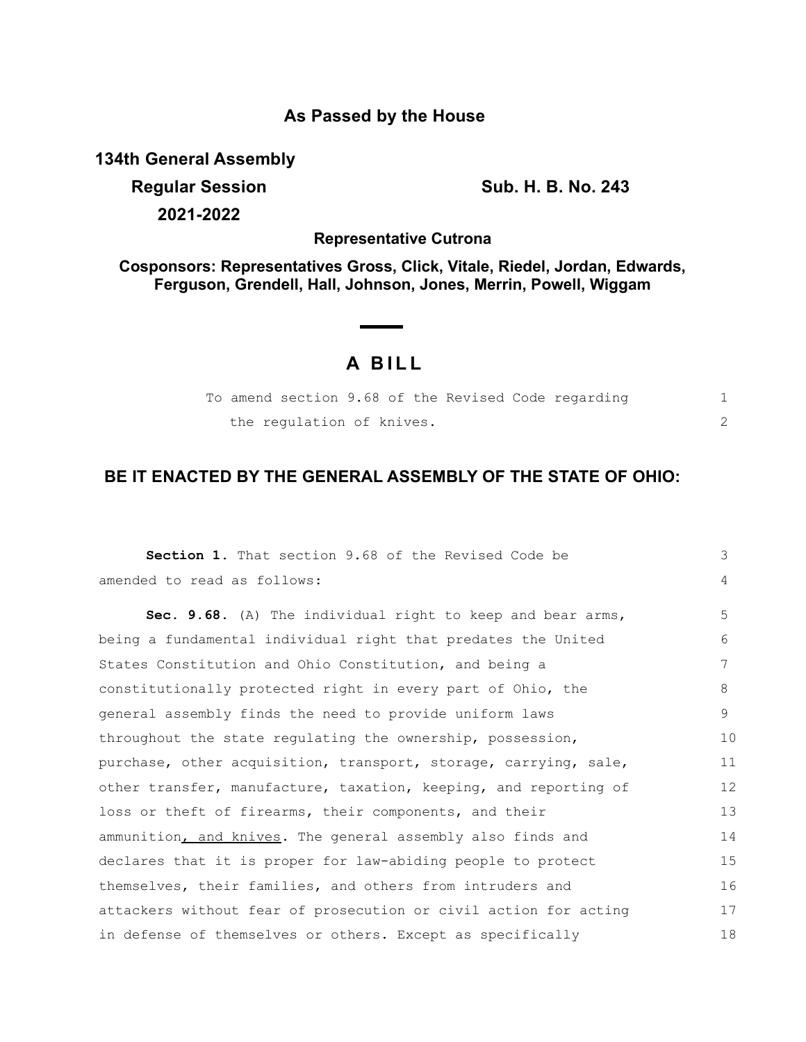**As Passed by the House**

**134th General Assembly**

**Regular Session** **Sub. H. B. No. 243**

**2021-2022**

**Representative Cutrona**

**Cosponsors: Representatives Gross, Click, Vitale, Riedel, Jordan, Edwards, Ferguson, Grendell, Hall, Johnson, Jones, Merrin, Powell, Wiggam**

# A BILL

To amend section 9.68 of the Revised Code regarding the regulation of knives.

## BE IT ENACTED BY THE GENERAL ASSEMBLY OF THE STATE OF OHIO:

**Section 1.** That section 9.68 of the Revised Code be amended to read as follows:

**Sec. 9.68.** (A) The individual right to keep and bear arms, being a fundamental individual right that predates the United States Constitution and Ohio Constitution, and being a constitutionally protected right in every part of Ohio, the general assembly finds the need to provide uniform laws throughout the state regulating the ownership, possession, purchase, other acquisition, transport, storage, carrying, sale, other transfer, manufacture, taxation, keeping, and reporting of loss or theft of firearms, their components, and their ammunition<u>, and knives</u>. The general assembly also finds and declares that it is proper for law-abiding people to protect themselves, their families, and others from intruders and attackers without fear of prosecution or civil action for acting in defense of themselves or others. Except as specifically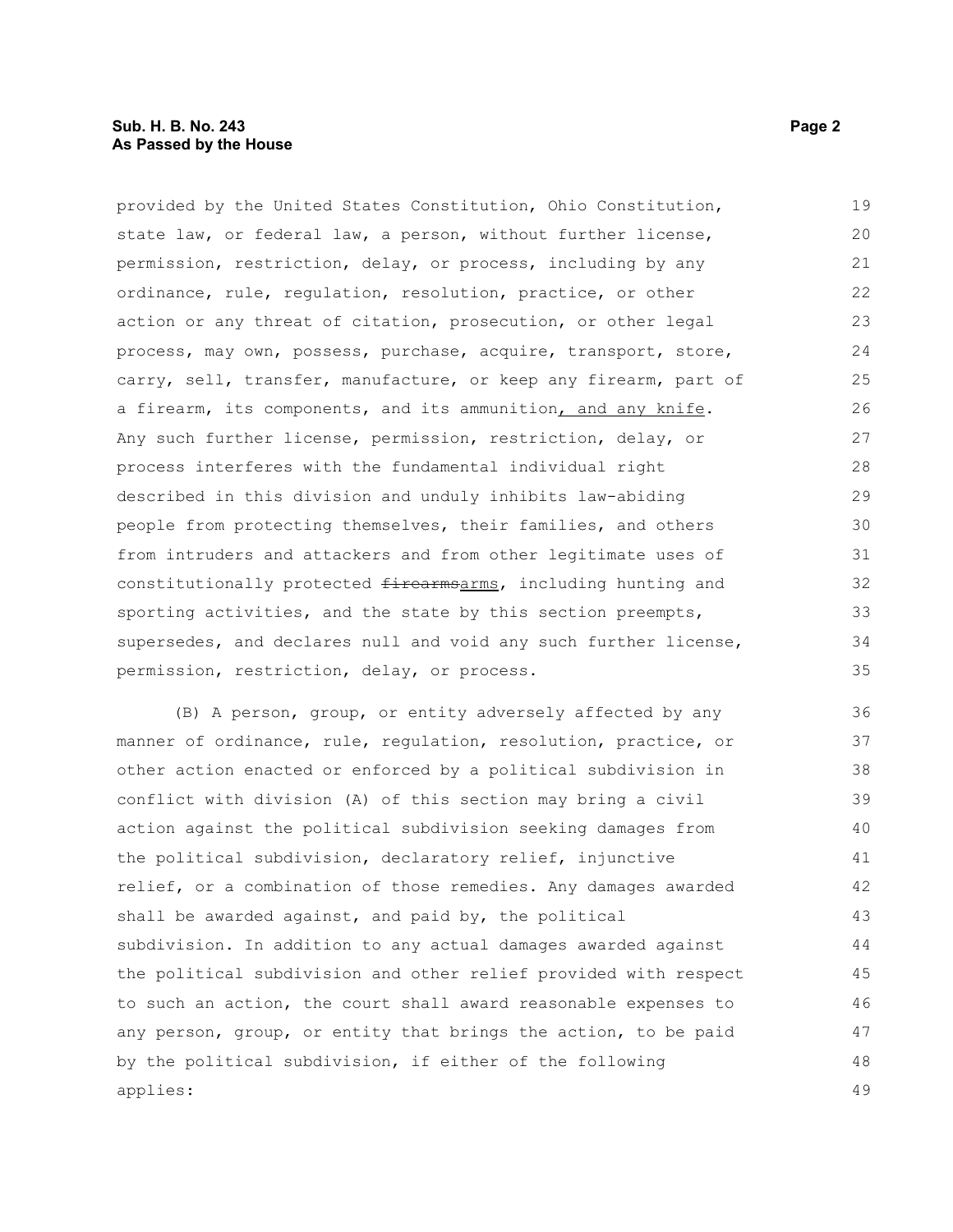provided by the United States Constitution, Ohio Constitution, state law, or federal law, a person, without further license, permission, restriction, delay, or process, including by any ordinance, rule, regulation, resolution, practice, or other action or any threat of citation, prosecution, or other legal process, may own, possess, purchase, acquire, transport, store, carry, sell, transfer, manufacture, or keep any firearm, part of a firearm, its components, and its ammunition, and any knife. Any such further license, permission, restriction, delay, or process interferes with the fundamental individual right described in this division and unduly inhibits law-abiding people from protecting themselves, their families, and others from intruders and attackers and from other legitimate uses of constitutionally protected ~~firearms~~arms, including hunting and sporting activities, and the state by this section preempts, supersedes, and declares null and void any such further license, permission, restriction, delay, or process.

(B) A person, group, or entity adversely affected by any manner of ordinance, rule, regulation, resolution, practice, or other action enacted or enforced by a political subdivision in conflict with division (A) of this section may bring a civil action against the political subdivision seeking damages from the political subdivision, declaratory relief, injunctive relief, or a combination of those remedies. Any damages awarded shall be awarded against, and paid by, the political subdivision. In addition to any actual damages awarded against the political subdivision and other relief provided with respect to such an action, the court shall award reasonable expenses to any person, group, or entity that brings the action, to be paid by the political subdivision, if either of the following applies: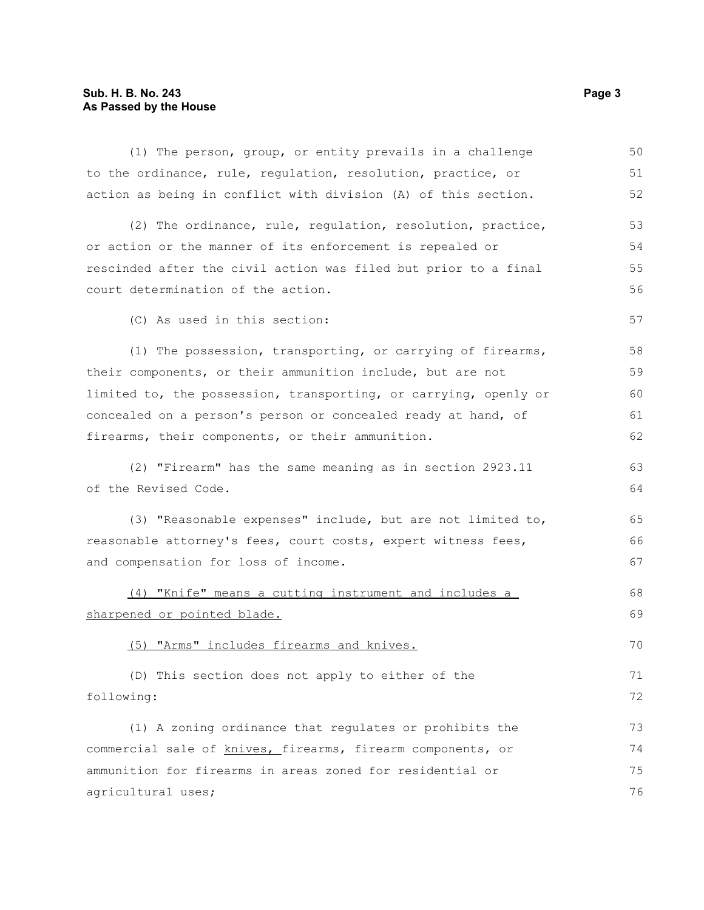(1) The person, group, or entity prevails in a challenge to the ordinance, rule, regulation, resolution, practice, or action as being in conflict with division (A) of this section.

(2) The ordinance, rule, regulation, resolution, practice, or action or the manner of its enforcement is repealed or rescinded after the civil action was filed but prior to a final court determination of the action.

(C) As used in this section:

(1) The possession, transporting, or carrying of firearms, their components, or their ammunition include, but are not limited to, the possession, transporting, or carrying, openly or concealed on a person's person or concealed ready at hand, of firearms, their components, or their ammunition.

(2) "Firearm" has the same meaning as in section 2923.11 of the Revised Code.

(3) "Reasonable expenses" include, but are not limited to, reasonable attorney's fees, court costs, expert witness fees, and compensation for loss of income.

<u>(4) "Knife" means a cutting instrument and includes a sharpened or pointed blade.</u>

<u>(5) "Arms" includes firearms and knives.</u>

(D) This section does not apply to either of the following:

(1) A zoning ordinance that regulates or prohibits the commercial sale of <u>knives,</u> firearms, firearm components, or ammunition for firearms in areas zoned for residential or agricultural uses;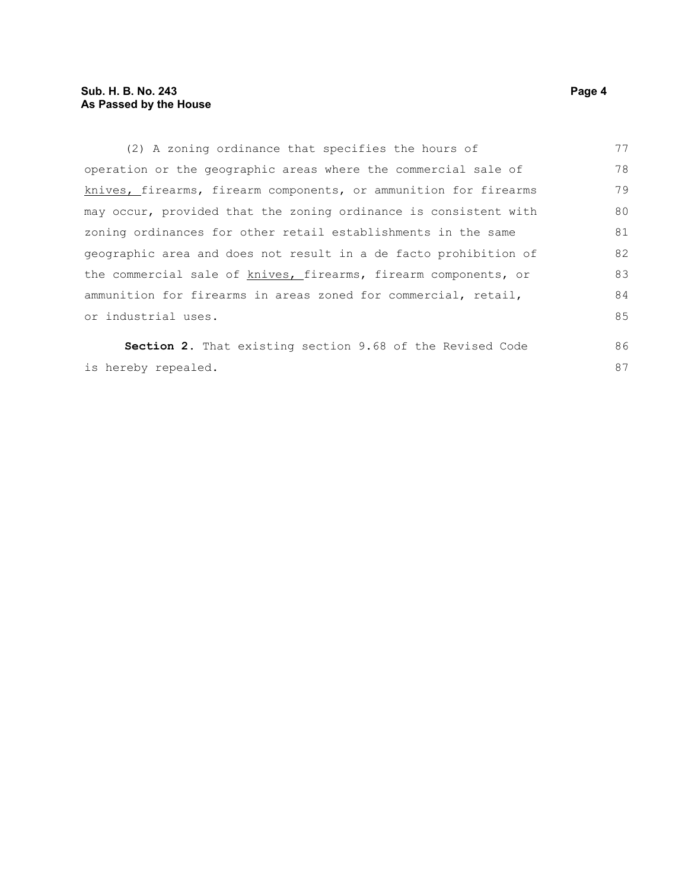(2) A zoning ordinance that specifies the hours of operation or the geographic areas where the commercial sale of knives, firearms, firearm components, or ammunition for firearms may occur, provided that the zoning ordinance is consistent with zoning ordinances for other retail establishments in the same geographic area and does not result in a de facto prohibition of the commercial sale of knives, firearms, firearm components, or ammunition for firearms in areas zoned for commercial, retail, or industrial uses.

**Section 2.** That existing section 9.68 of the Revised Code is hereby repealed.